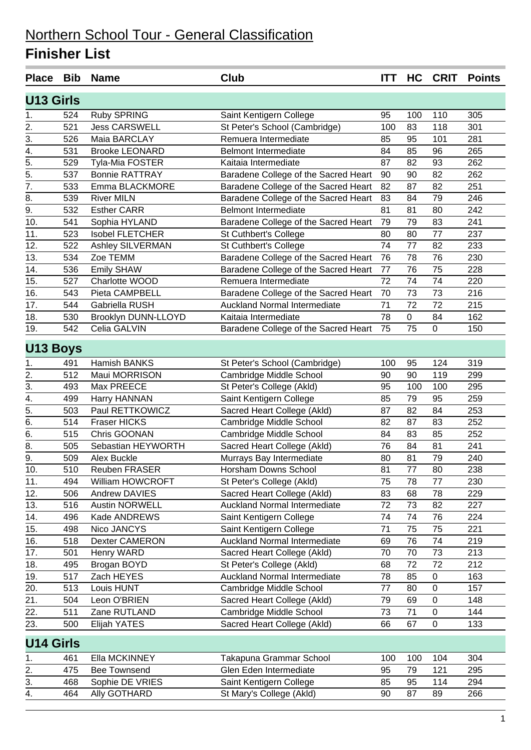# Northern School Tour - General Classification

## Finisher List

| Place | Bib | Name | Club | ITT | HC | CRIT | Points |
|---|---|---|---|---|---|---|---|
| **U13 Girls** | | | | | | | |
| 1. | 524 | Ruby SPRING | Saint Kentigern College | 95 | 100 | 110 | 305 |
| 2. | 521 | Jess CARSWELL | St Peter's School (Cambridge) | 100 | 83 | 118 | 301 |
| 3. | 526 | Maia BARCLAY | Remuera Intermediate | 85 | 95 | 101 | 281 |
| 4. | 531 | Brooke LEONARD | Belmont Intermediate | 84 | 85 | 96 | 265 |
| 5. | 529 | Tyla-Mia FOSTER | Kaitaia Intermediate | 87 | 82 | 93 | 262 |
| 5. | 537 | Bonnie RATTRAY | Baradene College of the Sacred Heart | 90 | 90 | 82 | 262 |
| 7. | 533 | Emma BLACKMORE | Baradene College of the Sacred Heart | 82 | 87 | 82 | 251 |
| 8. | 539 | River MILN | Baradene College of the Sacred Heart | 83 | 84 | 79 | 246 |
| 9. | 532 | Esther CARR | Belmont Intermediate | 81 | 81 | 80 | 242 |
| 10. | 541 | Sophia HYLAND | Baradene College of the Sacred Heart | 79 | 79 | 83 | 241 |
| 11. | 523 | Isobel FLETCHER | St Cuthbert's College | 80 | 80 | 77 | 237 |
| 12. | 522 | Ashley SILVERMAN | St Cuthbert's College | 74 | 77 | 82 | 233 |
| 13. | 534 | Zoe TEMM | Baradene College of the Sacred Heart | 76 | 78 | 76 | 230 |
| 14. | 536 | Emily SHAW | Baradene College of the Sacred Heart | 77 | 76 | 75 | 228 |
| 15. | 527 | Charlotte WOOD | Remuera Intermediate | 72 | 74 | 74 | 220 |
| 16. | 543 | Pieta CAMPBELL | Baradene College of the Sacred Heart | 70 | 73 | 73 | 216 |
| 17. | 544 | Gabriella RUSH | Auckland Normal Intermediate | 71 | 72 | 72 | 215 |
| 18. | 530 | Brooklyn DUNN-LLOYD | Kaitaia Intermediate | 78 | 0 | 84 | 162 |
| 19. | 542 | Celia GALVIN | Baradene College of the Sacred Heart | 75 | 75 | 0 | 150 |
| **U13 Boys** | | | | | | | |
| 1. | 491 | Hamish BANKS | St Peter's School (Cambridge) | 100 | 95 | 124 | 319 |
| 2. | 512 | Maui MORRISON | Cambridge Middle School | 90 | 90 | 119 | 299 |
| 3. | 493 | Max PREECE | St Peter's College (Akld) | 95 | 100 | 100 | 295 |
| 4. | 499 | Harry HANNAN | Saint Kentigern College | 85 | 79 | 95 | 259 |
| 5. | 503 | Paul RETTKOWICZ | Sacred Heart College (Akld) | 87 | 82 | 84 | 253 |
| 6. | 514 | Fraser HICKS | Cambridge Middle School | 82 | 87 | 83 | 252 |
| 6. | 515 | Chris GOONAN | Cambridge Middle School | 84 | 83 | 85 | 252 |
| 8. | 505 | Sebastian HEYWORTH | Sacred Heart College (Akld) | 76 | 84 | 81 | 241 |
| 9. | 509 | Alex Buckle | Murrays Bay Intermediate | 80 | 81 | 79 | 240 |
| 10. | 510 | Reuben FRASER | Horsham Downs School | 81 | 77 | 80 | 238 |
| 11. | 494 | William HOWCROFT | St Peter's College (Akld) | 75 | 78 | 77 | 230 |
| 12. | 506 | Andrew DAVIES | Sacred Heart College (Akld) | 83 | 68 | 78 | 229 |
| 13. | 516 | Austin NORWELL | Auckland Normal Intermediate | 72 | 73 | 82 | 227 |
| 14. | 496 | Kade ANDREWS | Saint Kentigern College | 74 | 74 | 76 | 224 |
| 15. | 498 | Nico JANCYS | Saint Kentigern College | 71 | 75 | 75 | 221 |
| 16. | 518 | Dexter CAMERON | Auckland Normal Intermediate | 69 | 76 | 74 | 219 |
| 17. | 501 | Henry WARD | Sacred Heart College (Akld) | 70 | 70 | 73 | 213 |
| 18. | 495 | Brogan BOYD | St Peter's College (Akld) | 68 | 72 | 72 | 212 |
| 19. | 517 | Zach HEYES | Auckland Normal Intermediate | 78 | 85 | 0 | 163 |
| 20. | 513 | Louis HUNT | Cambridge Middle School | 77 | 80 | 0 | 157 |
| 21. | 504 | Leon O'BRIEN | Sacred Heart College (Akld) | 79 | 69 | 0 | 148 |
| 22. | 511 | Zane RUTLAND | Cambridge Middle School | 73 | 71 | 0 | 144 |
| 23. | 500 | Elijah YATES | Sacred Heart College (Akld) | 66 | 67 | 0 | 133 |
| **U14 Girls** | | | | | | | |
| 1. | 461 | Ella MCKINNEY | Takapuna Grammar School | 100 | 100 | 104 | 304 |
| 2. | 475 | Bee Townsend | Glen Eden Intermediate | 95 | 79 | 121 | 295 |
| 3. | 468 | Sophie DE VRIES | Saint Kentigern College | 85 | 95 | 114 | 294 |
| 4. | 464 | Ally GOTHARD | St Mary's College (Akld) | 90 | 87 | 89 | 266 |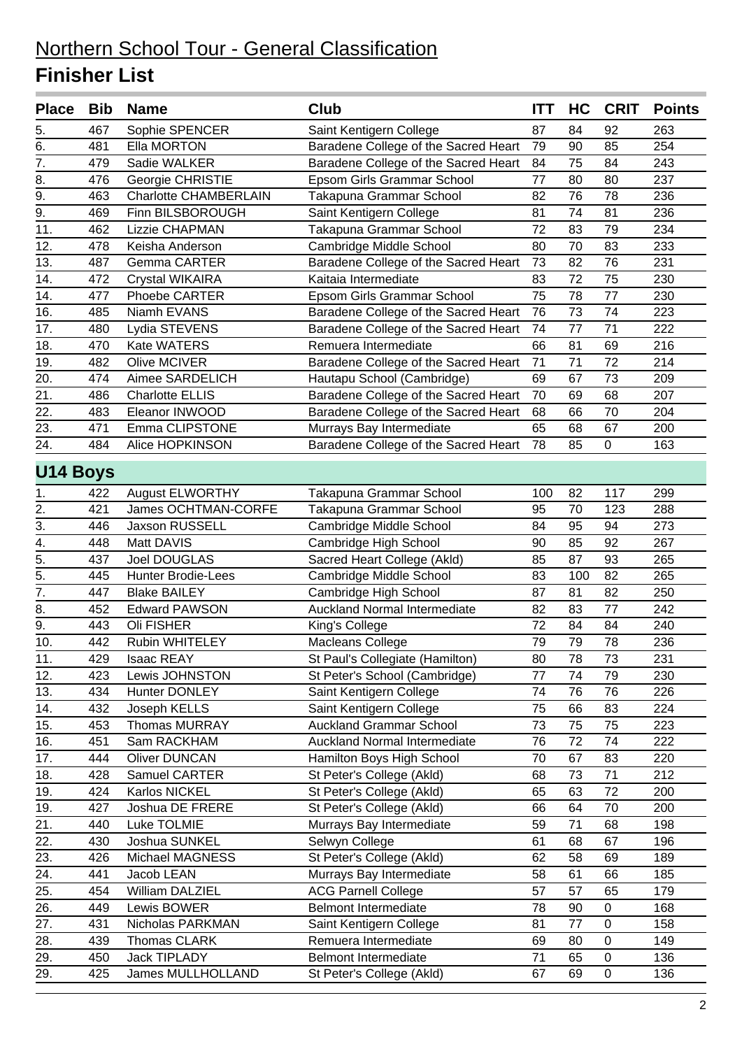# Northern School Tour - General Classification

## Finisher List

| Place | Bib | Name | Club | ITT | HC | CRIT | Points |
|---|---|---|---|---|---|---|---|
| 5. | 467 | Sophie SPENCER | Saint Kentigern College | 87 | 84 | 92 | 263 |
| 6. | 481 | Ella MORTON | Baradene College of the Sacred Heart | 79 | 90 | 85 | 254 |
| 7. | 479 | Sadie WALKER | Baradene College of the Sacred Heart | 84 | 75 | 84 | 243 |
| 8. | 476 | Georgie CHRISTIE | Epsom Girls Grammar School | 77 | 80 | 80 | 237 |
| 9. | 463 | Charlotte CHAMBERLAIN | Takapuna Grammar School | 82 | 76 | 78 | 236 |
| 9. | 469 | Finn BILSBOROUGH | Saint Kentigern College | 81 | 74 | 81 | 236 |
| 11. | 462 | Lizzie CHAPMAN | Takapuna Grammar School | 72 | 83 | 79 | 234 |
| 12. | 478 | Keisha Anderson | Cambridge Middle School | 80 | 70 | 83 | 233 |
| 13. | 487 | Gemma CARTER | Baradene College of the Sacred Heart | 73 | 82 | 76 | 231 |
| 14. | 472 | Crystal WIKAIRA | Kaitaia Intermediate | 83 | 72 | 75 | 230 |
| 14. | 477 | Phoebe CARTER | Epsom Girls Grammar School | 75 | 78 | 77 | 230 |
| 16. | 485 | Niamh EVANS | Baradene College of the Sacred Heart | 76 | 73 | 74 | 223 |
| 17. | 480 | Lydia STEVENS | Baradene College of the Sacred Heart | 74 | 77 | 71 | 222 |
| 18. | 470 | Kate WATERS | Remuera Intermediate | 66 | 81 | 69 | 216 |
| 19. | 482 | Olive MCIVER | Baradene College of the Sacred Heart | 71 | 71 | 72 | 214 |
| 20. | 474 | Aimee SARDELICH | Hautapu School (Cambridge) | 69 | 67 | 73 | 209 |
| 21. | 486 | Charlotte ELLIS | Baradene College of the Sacred Heart | 70 | 69 | 68 | 207 |
| 22. | 483 | Eleanor INWOOD | Baradene College of the Sacred Heart | 68 | 66 | 70 | 204 |
| 23. | 471 | Emma CLIPSTONE | Murrays Bay Intermediate | 65 | 68 | 67 | 200 |
| 24. | 484 | Alice HOPKINSON | Baradene College of the Sacred Heart | 78 | 85 | 0 | 163 |

### U14 Boys

| Place | Bib | Name | Club | ITT | HC | CRIT | Points |
|---|---|---|---|---|---|---|---|
| 1. | 422 | August ELWORTHY | Takapuna Grammar School | 100 | 82 | 117 | 299 |
| 2. | 421 | James OCHTMAN-CORFE | Takapuna Grammar School | 95 | 70 | 123 | 288 |
| 3. | 446 | Jaxson RUSSELL | Cambridge Middle School | 84 | 95 | 94 | 273 |
| 4. | 448 | Matt DAVIS | Cambridge High School | 90 | 85 | 92 | 267 |
| 5. | 437 | Joel DOUGLAS | Sacred Heart College (Akld) | 85 | 87 | 93 | 265 |
| 5. | 445 | Hunter Brodie-Lees | Cambridge Middle School | 83 | 100 | 82 | 265 |
| 7. | 447 | Blake BAILEY | Cambridge High School | 87 | 81 | 82 | 250 |
| 8. | 452 | Edward PAWSON | Auckland Normal Intermediate | 82 | 83 | 77 | 242 |
| 9. | 443 | Oli FISHER | King's College | 72 | 84 | 84 | 240 |
| 10. | 442 | Rubin WHITELEY | Macleans College | 79 | 79 | 78 | 236 |
| 11. | 429 | Isaac REAY | St Paul's Collegiate (Hamilton) | 80 | 78 | 73 | 231 |
| 12. | 423 | Lewis JOHNSTON | St Peter's School (Cambridge) | 77 | 74 | 79 | 230 |
| 13. | 434 | Hunter DONLEY | Saint Kentigern College | 74 | 76 | 76 | 226 |
| 14. | 432 | Joseph KELLS | Saint Kentigern College | 75 | 66 | 83 | 224 |
| 15. | 453 | Thomas MURRAY | Auckland Grammar School | 73 | 75 | 75 | 223 |
| 16. | 451 | Sam RACKHAM | Auckland Normal Intermediate | 76 | 72 | 74 | 222 |
| 17. | 444 | Oliver DUNCAN | Hamilton Boys High School | 70 | 67 | 83 | 220 |
| 18. | 428 | Samuel CARTER | St Peter's College (Akld) | 68 | 73 | 71 | 212 |
| 19. | 424 | Karlos NICKEL | St Peter's College (Akld) | 65 | 63 | 72 | 200 |
| 19. | 427 | Joshua DE FRERE | St Peter's College (Akld) | 66 | 64 | 70 | 200 |
| 21. | 440 | Luke TOLMIE | Murrays Bay Intermediate | 59 | 71 | 68 | 198 |
| 22. | 430 | Joshua SUNKEL | Selwyn College | 61 | 68 | 67 | 196 |
| 23. | 426 | Michael MAGNESS | St Peter's College (Akld) | 62 | 58 | 69 | 189 |
| 24. | 441 | Jacob LEAN | Murrays Bay Intermediate | 58 | 61 | 66 | 185 |
| 25. | 454 | William DALZIEL | ACG Parnell College | 57 | 57 | 65 | 179 |
| 26. | 449 | Lewis BOWER | Belmont Intermediate | 78 | 90 | 0 | 168 |
| 27. | 431 | Nicholas PARKMAN | Saint Kentigern College | 81 | 77 | 0 | 158 |
| 28. | 439 | Thomas CLARK | Remuera Intermediate | 69 | 80 | 0 | 149 |
| 29. | 450 | Jack TIPLADY | Belmont Intermediate | 71 | 65 | 0 | 136 |
| 29. | 425 | James MULLHOLLAND | St Peter's College (Akld) | 67 | 69 | 0 | 136 |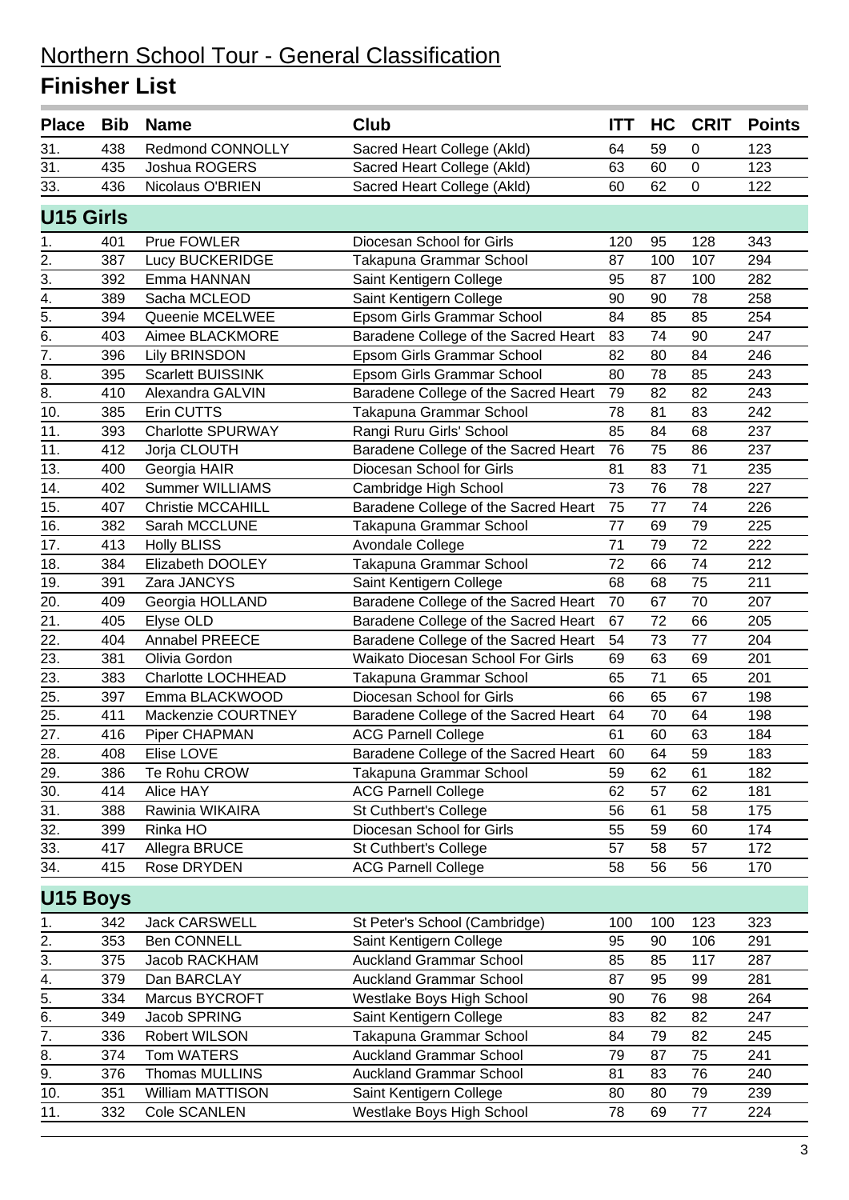# Northern School Tour - General Classification

## Finisher List

| Place | Bib | Name | Club | ITT | HC | CRIT | Points |
|---|---|---|---|---|---|---|---|
| 31. | 438 | Redmond CONNOLLY | Sacred Heart College (Akld) | 64 | 59 | 0 | 123 |
| 31. | 435 | Joshua ROGERS | Sacred Heart College (Akld) | 63 | 60 | 0 | 123 |
| 33. | 436 | Nicolaus O'BRIEN | Sacred Heart College (Akld) | 60 | 62 | 0 | 122 |

### U15 Girls

| Place | Bib | Name | Club | ITT | HC | CRIT | Points |
|---|---|---|---|---|---|---|---|
| 1. | 401 | Prue FOWLER | Diocesan School for Girls | 120 | 95 | 128 | 343 |
| 2. | 387 | Lucy BUCKERIDGE | Takapuna Grammar School | 87 | 100 | 107 | 294 |
| 3. | 392 | Emma HANNAN | Saint Kentigern College | 95 | 87 | 100 | 282 |
| 4. | 389 | Sacha MCLEOD | Saint Kentigern College | 90 | 90 | 78 | 258 |
| 5. | 394 | Queenie MCELWEE | Epsom Girls Grammar School | 84 | 85 | 85 | 254 |
| 6. | 403 | Aimee BLACKMORE | Baradene College of the Sacred Heart | 83 | 74 | 90 | 247 |
| 7. | 396 | Lily BRINSDON | Epsom Girls Grammar School | 82 | 80 | 84 | 246 |
| 8. | 395 | Scarlett BUISSINK | Epsom Girls Grammar School | 80 | 78 | 85 | 243 |
| 8. | 410 | Alexandra GALVIN | Baradene College of the Sacred Heart | 79 | 82 | 82 | 243 |
| 10. | 385 | Erin CUTTS | Takapuna Grammar School | 78 | 81 | 83 | 242 |
| 11. | 393 | Charlotte SPURWAY | Rangi Ruru Girls' School | 85 | 84 | 68 | 237 |
| 11. | 412 | Jorja CLOUTH | Baradene College of the Sacred Heart | 76 | 75 | 86 | 237 |
| 13. | 400 | Georgia HAIR | Diocesan School for Girls | 81 | 83 | 71 | 235 |
| 14. | 402 | Summer WILLIAMS | Cambridge High School | 73 | 76 | 78 | 227 |
| 15. | 407 | Christie MCCAHILL | Baradene College of the Sacred Heart | 75 | 77 | 74 | 226 |
| 16. | 382 | Sarah MCCLUNE | Takapuna Grammar School | 77 | 69 | 79 | 225 |
| 17. | 413 | Holly BLISS | Avondale College | 71 | 79 | 72 | 222 |
| 18. | 384 | Elizabeth DOOLEY | Takapuna Grammar School | 72 | 66 | 74 | 212 |
| 19. | 391 | Zara JANCYS | Saint Kentigern College | 68 | 68 | 75 | 211 |
| 20. | 409 | Georgia HOLLAND | Baradene College of the Sacred Heart | 70 | 67 | 70 | 207 |
| 21. | 405 | Elyse OLD | Baradene College of the Sacred Heart | 67 | 72 | 66 | 205 |
| 22. | 404 | Annabel PREECE | Baradene College of the Sacred Heart | 54 | 73 | 77 | 204 |
| 23. | 381 | Olivia Gordon | Waikato Diocesan School For Girls | 69 | 63 | 69 | 201 |
| 23. | 383 | Charlotte LOCHHEAD | Takapuna Grammar School | 65 | 71 | 65 | 201 |
| 25. | 397 | Emma BLACKWOOD | Diocesan School for Girls | 66 | 65 | 67 | 198 |
| 25. | 411 | Mackenzie COURTNEY | Baradene College of the Sacred Heart | 64 | 70 | 64 | 198 |
| 27. | 416 | Piper CHAPMAN | ACG Parnell College | 61 | 60 | 63 | 184 |
| 28. | 408 | Elise LOVE | Baradene College of the Sacred Heart | 60 | 64 | 59 | 183 |
| 29. | 386 | Te Rohu CROW | Takapuna Grammar School | 59 | 62 | 61 | 182 |
| 30. | 414 | Alice HAY | ACG Parnell College | 62 | 57 | 62 | 181 |
| 31. | 388 | Rawinia WIKAIRA | St Cuthbert's College | 56 | 61 | 58 | 175 |
| 32. | 399 | Rinka HO | Diocesan School for Girls | 55 | 59 | 60 | 174 |
| 33. | 417 | Allegra BRUCE | St Cuthbert's College | 57 | 58 | 57 | 172 |
| 34. | 415 | Rose DRYDEN | ACG Parnell College | 58 | 56 | 56 | 170 |

### U15 Boys

| Place | Bib | Name | Club | ITT | HC | CRIT | Points |
|---|---|---|---|---|---|---|---|
| 1. | 342 | Jack CARSWELL | St Peter's School (Cambridge) | 100 | 100 | 123 | 323 |
| 2. | 353 | Ben CONNELL | Saint Kentigern College | 95 | 90 | 106 | 291 |
| 3. | 375 | Jacob RACKHAM | Auckland Grammar School | 85 | 85 | 117 | 287 |
| 4. | 379 | Dan BARCLAY | Auckland Grammar School | 87 | 95 | 99 | 281 |
| 5. | 334 | Marcus BYCROFT | Westlake Boys High School | 90 | 76 | 98 | 264 |
| 6. | 349 | Jacob SPRING | Saint Kentigern College | 83 | 82 | 82 | 247 |
| 7. | 336 | Robert WILSON | Takapuna Grammar School | 84 | 79 | 82 | 245 |
| 8. | 374 | Tom WATERS | Auckland Grammar School | 79 | 87 | 75 | 241 |
| 9. | 376 | Thomas MULLINS | Auckland Grammar School | 81 | 83 | 76 | 240 |
| 10. | 351 | William MATTISON | Saint Kentigern College | 80 | 80 | 79 | 239 |
| 11. | 332 | Cole SCANLEN | Westlake Boys High School | 78 | 69 | 77 | 224 |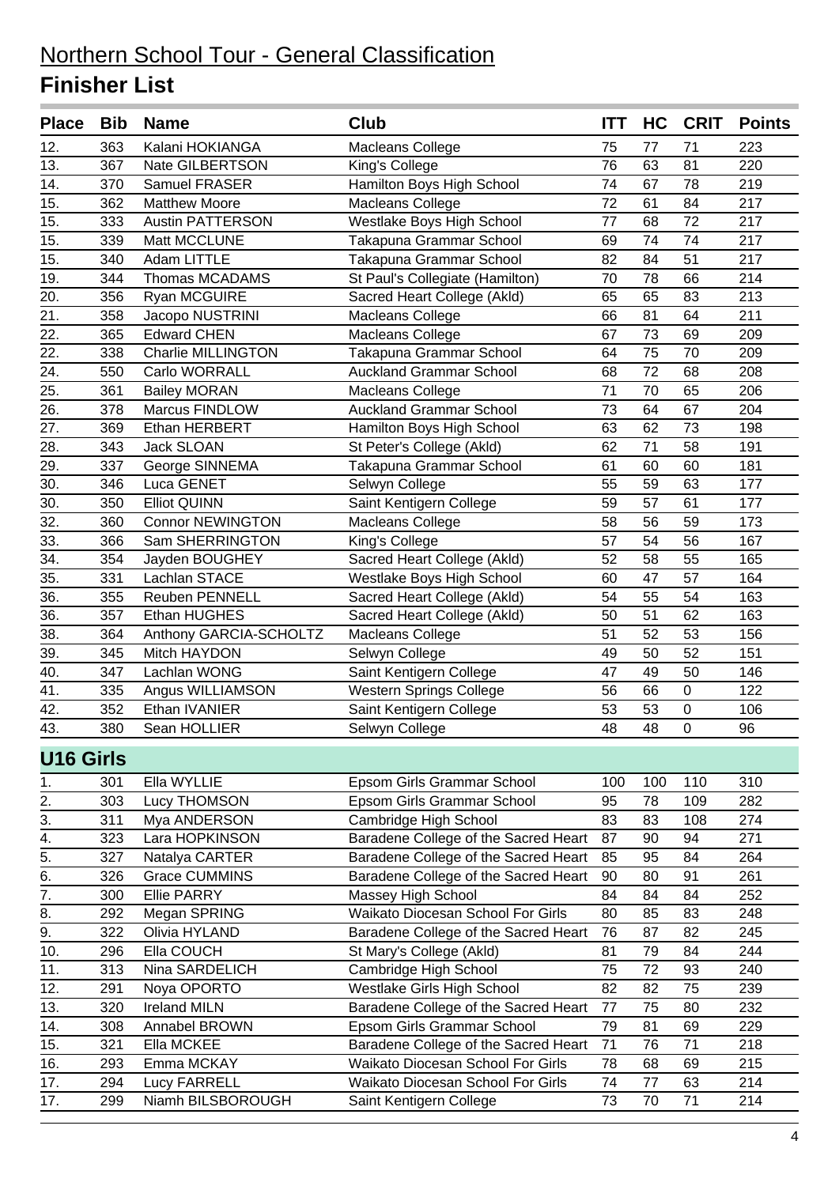# Northern School Tour - General Classification

## Finisher List

| Place | Bib | Name | Club | ITT | HC | CRIT | Points |
|---|---|---|---|---|---|---|---|
| 12. | 363 | Kalani HOKIANGA | Macleans College | 75 | 77 | 71 | 223 |
| 13. | 367 | Nate GILBERTSON | King's College | 76 | 63 | 81 | 220 |
| 14. | 370 | Samuel FRASER | Hamilton Boys High School | 74 | 67 | 78 | 219 |
| 15. | 362 | Matthew Moore | Macleans College | 72 | 61 | 84 | 217 |
| 15. | 333 | Austin PATTERSON | Westlake Boys High School | 77 | 68 | 72 | 217 |
| 15. | 339 | Matt MCCLUNE | Takapuna Grammar School | 69 | 74 | 74 | 217 |
| 15. | 340 | Adam LITTLE | Takapuna Grammar School | 82 | 84 | 51 | 217 |
| 19. | 344 | Thomas MCADAMS | St Paul's Collegiate (Hamilton) | 70 | 78 | 66 | 214 |
| 20. | 356 | Ryan MCGUIRE | Sacred Heart College (Akld) | 65 | 65 | 83 | 213 |
| 21. | 358 | Jacopo NUSTRINI | Macleans College | 66 | 81 | 64 | 211 |
| 22. | 365 | Edward CHEN | Macleans College | 67 | 73 | 69 | 209 |
| 22. | 338 | Charlie MILLINGTON | Takapuna Grammar School | 64 | 75 | 70 | 209 |
| 24. | 550 | Carlo WORRALL | Auckland Grammar School | 68 | 72 | 68 | 208 |
| 25. | 361 | Bailey MORAN | Macleans College | 71 | 70 | 65 | 206 |
| 26. | 378 | Marcus FINDLOW | Auckland Grammar School | 73 | 64 | 67 | 204 |
| 27. | 369 | Ethan HERBERT | Hamilton Boys High School | 63 | 62 | 73 | 198 |
| 28. | 343 | Jack SLOAN | St Peter's College (Akld) | 62 | 71 | 58 | 191 |
| 29. | 337 | George SINNEMA | Takapuna Grammar School | 61 | 60 | 60 | 181 |
| 30. | 346 | Luca GENET | Selwyn College | 55 | 59 | 63 | 177 |
| 30. | 350 | Elliot QUINN | Saint Kentigern College | 59 | 57 | 61 | 177 |
| 32. | 360 | Connor NEWINGTON | Macleans College | 58 | 56 | 59 | 173 |
| 33. | 366 | Sam SHERRINGTON | King's College | 57 | 54 | 56 | 167 |
| 34. | 354 | Jayden BOUGHEY | Sacred Heart College (Akld) | 52 | 58 | 55 | 165 |
| 35. | 331 | Lachlan STACE | Westlake Boys High School | 60 | 47 | 57 | 164 |
| 36. | 355 | Reuben PENNELL | Sacred Heart College (Akld) | 54 | 55 | 54 | 163 |
| 36. | 357 | Ethan HUGHES | Sacred Heart College (Akld) | 50 | 51 | 62 | 163 |
| 38. | 364 | Anthony GARCIA-SCHOLTZ | Macleans College | 51 | 52 | 53 | 156 |
| 39. | 345 | Mitch HAYDON | Selwyn College | 49 | 50 | 52 | 151 |
| 40. | 347 | Lachlan WONG | Saint Kentigern College | 47 | 49 | 50 | 146 |
| 41. | 335 | Angus WILLIAMSON | Western Springs College | 56 | 66 | 0 | 122 |
| 42. | 352 | Ethan IVANIER | Saint Kentigern College | 53 | 53 | 0 | 106 |
| 43. | 380 | Sean HOLLIER | Selwyn College | 48 | 48 | 0 | 96 |

### U16 Girls

| Place | Bib | Name | Club | ITT | HC | CRIT | Points |
|---|---|---|---|---|---|---|---|
| 1. | 301 | Ella WYLLIE | Epsom Girls Grammar School | 100 | 100 | 110 | 310 |
| 2. | 303 | Lucy THOMSON | Epsom Girls Grammar School | 95 | 78 | 109 | 282 |
| 3. | 311 | Mya ANDERSON | Cambridge High School | 83 | 83 | 108 | 274 |
| 4. | 323 | Lara HOPKINSON | Baradene College of the Sacred Heart | 87 | 90 | 94 | 271 |
| 5. | 327 | Natalya CARTER | Baradene College of the Sacred Heart | 85 | 95 | 84 | 264 |
| 6. | 326 | Grace CUMMINS | Baradene College of the Sacred Heart | 90 | 80 | 91 | 261 |
| 7. | 300 | Ellie PARRY | Massey High School | 84 | 84 | 84 | 252 |
| 8. | 292 | Megan SPRING | Waikato Diocesan School For Girls | 80 | 85 | 83 | 248 |
| 9. | 322 | Olivia HYLAND | Baradene College of the Sacred Heart | 76 | 87 | 82 | 245 |
| 10. | 296 | Ella COUCH | St Mary's College (Akld) | 81 | 79 | 84 | 244 |
| 11. | 313 | Nina SARDELICH | Cambridge High School | 75 | 72 | 93 | 240 |
| 12. | 291 | Noya OPORTO | Westlake Girls High School | 82 | 82 | 75 | 239 |
| 13. | 320 | Ireland MILN | Baradene College of the Sacred Heart | 77 | 75 | 80 | 232 |
| 14. | 308 | Annabel BROWN | Epsom Girls Grammar School | 79 | 81 | 69 | 229 |
| 15. | 321 | Ella MCKEE | Baradene College of the Sacred Heart | 71 | 76 | 71 | 218 |
| 16. | 293 | Emma MCKAY | Waikato Diocesan School For Girls | 78 | 68 | 69 | 215 |
| 17. | 294 | Lucy FARRELL | Waikato Diocesan School For Girls | 74 | 77 | 63 | 214 |
| 17. | 299 | Niamh BILSBOROUGH | Saint Kentigern College | 73 | 70 | 71 | 214 |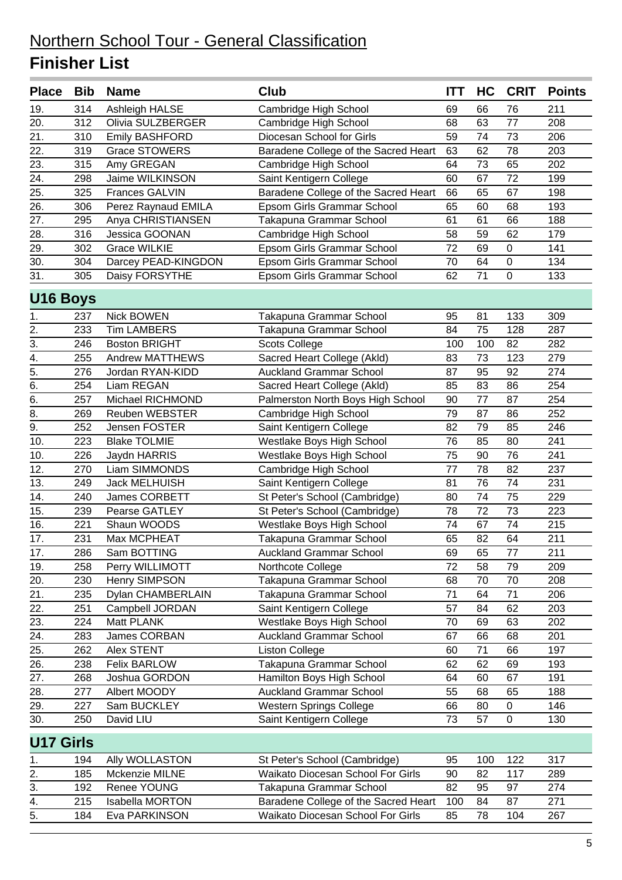# Northern School Tour - General Classification

## Finisher List

| Place | Bib | Name | Club | ITT | HC | CRIT | Points |
|---|---|---|---|---|---|---|---|
| 19. | 314 | Ashleigh HALSE | Cambridge High School | 69 | 66 | 76 | 211 |
| 20. | 312 | Olivia SULZBERGER | Cambridge High School | 68 | 63 | 77 | 208 |
| 21. | 310 | Emily BASHFORD | Diocesan School for Girls | 59 | 74 | 73 | 206 |
| 22. | 319 | Grace STOWERS | Baradene College of the Sacred Heart | 63 | 62 | 78 | 203 |
| 23. | 315 | Amy GREGAN | Cambridge High School | 64 | 73 | 65 | 202 |
| 24. | 298 | Jaime WILKINSON | Saint Kentigern College | 60 | 67 | 72 | 199 |
| 25. | 325 | Frances GALVIN | Baradene College of the Sacred Heart | 66 | 65 | 67 | 198 |
| 26. | 306 | Perez Raynaud EMILA | Epsom Girls Grammar School | 65 | 60 | 68 | 193 |
| 27. | 295 | Anya CHRISTIANSEN | Takapuna Grammar School | 61 | 61 | 66 | 188 |
| 28. | 316 | Jessica GOONAN | Cambridge High School | 58 | 59 | 62 | 179 |
| 29. | 302 | Grace WILKIE | Epsom Girls Grammar School | 72 | 69 | 0 | 141 |
| 30. | 304 | Darcey PEAD-KINGDON | Epsom Girls Grammar School | 70 | 64 | 0 | 134 |
| 31. | 305 | Daisy FORSYTHE | Epsom Girls Grammar School | 62 | 71 | 0 | 133 |

## U16 Boys

| Place | Bib | Name | Club | ITT | HC | CRIT | Points |
|---|---|---|---|---|---|---|---|
| 1. | 237 | Nick BOWEN | Takapuna Grammar School | 95 | 81 | 133 | 309 |
| 2. | 233 | Tim LAMBERS | Takapuna Grammar School | 84 | 75 | 128 | 287 |
| 3. | 246 | Boston BRIGHT | Scots College | 100 | 100 | 82 | 282 |
| 4. | 255 | Andrew MATTHEWS | Sacred Heart College (Akld) | 83 | 73 | 123 | 279 |
| 5. | 276 | Jordan RYAN-KIDD | Auckland Grammar School | 87 | 95 | 92 | 274 |
| 6. | 254 | Liam REGAN | Sacred Heart College (Akld) | 85 | 83 | 86 | 254 |
| 6. | 257 | Michael RICHMOND | Palmerston North Boys High School | 90 | 77 | 87 | 254 |
| 8. | 269 | Reuben WEBSTER | Cambridge High School | 79 | 87 | 86 | 252 |
| 9. | 252 | Jensen FOSTER | Saint Kentigern College | 82 | 79 | 85 | 246 |
| 10. | 223 | Blake TOLMIE | Westlake Boys High School | 76 | 85 | 80 | 241 |
| 10. | 226 | Jaydn HARRIS | Westlake Boys High School | 75 | 90 | 76 | 241 |
| 12. | 270 | Liam SIMMONDS | Cambridge High School | 77 | 78 | 82 | 237 |
| 13. | 249 | Jack MELHUISH | Saint Kentigern College | 81 | 76 | 74 | 231 |
| 14. | 240 | James CORBETT | St Peter's School (Cambridge) | 80 | 74 | 75 | 229 |
| 15. | 239 | Pearse GATLEY | St Peter's School (Cambridge) | 78 | 72 | 73 | 223 |
| 16. | 221 | Shaun WOODS | Westlake Boys High School | 74 | 67 | 74 | 215 |
| 17. | 231 | Max MCPHEAT | Takapuna Grammar School | 65 | 82 | 64 | 211 |
| 17. | 286 | Sam BOTTING | Auckland Grammar School | 69 | 65 | 77 | 211 |
| 19. | 258 | Perry WILLIMOTT | Northcote College | 72 | 58 | 79 | 209 |
| 20. | 230 | Henry SIMPSON | Takapuna Grammar School | 68 | 70 | 70 | 208 |
| 21. | 235 | Dylan CHAMBERLAIN | Takapuna Grammar School | 71 | 64 | 71 | 206 |
| 22. | 251 | Campbell JORDAN | Saint Kentigern College | 57 | 84 | 62 | 203 |
| 23. | 224 | Matt PLANK | Westlake Boys High School | 70 | 69 | 63 | 202 |
| 24. | 283 | James CORBAN | Auckland Grammar School | 67 | 66 | 68 | 201 |
| 25. | 262 | Alex STENT | Liston College | 60 | 71 | 66 | 197 |
| 26. | 238 | Felix BARLOW | Takapuna Grammar School | 62 | 62 | 69 | 193 |
| 27. | 268 | Joshua GORDON | Hamilton Boys High School | 64 | 60 | 67 | 191 |
| 28. | 277 | Albert MOODY | Auckland Grammar School | 55 | 68 | 65 | 188 |
| 29. | 227 | Sam BUCKLEY | Western Springs College | 66 | 80 | 0 | 146 |
| 30. | 250 | David LIU | Saint Kentigern College | 73 | 57 | 0 | 130 |

## U17 Girls

| Place | Bib | Name | Club | ITT | HC | CRIT | Points |
|---|---|---|---|---|---|---|---|
| 1. | 194 | Ally WOLLASTON | St Peter's School (Cambridge) | 95 | 100 | 122 | 317 |
| 2. | 185 | Mckenzie MILNE | Waikato Diocesan School For Girls | 90 | 82 | 117 | 289 |
| 3. | 192 | Renee YOUNG | Takapuna Grammar School | 82 | 95 | 97 | 274 |
| 4. | 215 | Isabella MORTON | Baradene College of the Sacred Heart | 100 | 84 | 87 | 271 |
| 5. | 184 | Eva PARKINSON | Waikato Diocesan School For Girls | 85 | 78 | 104 | 267 |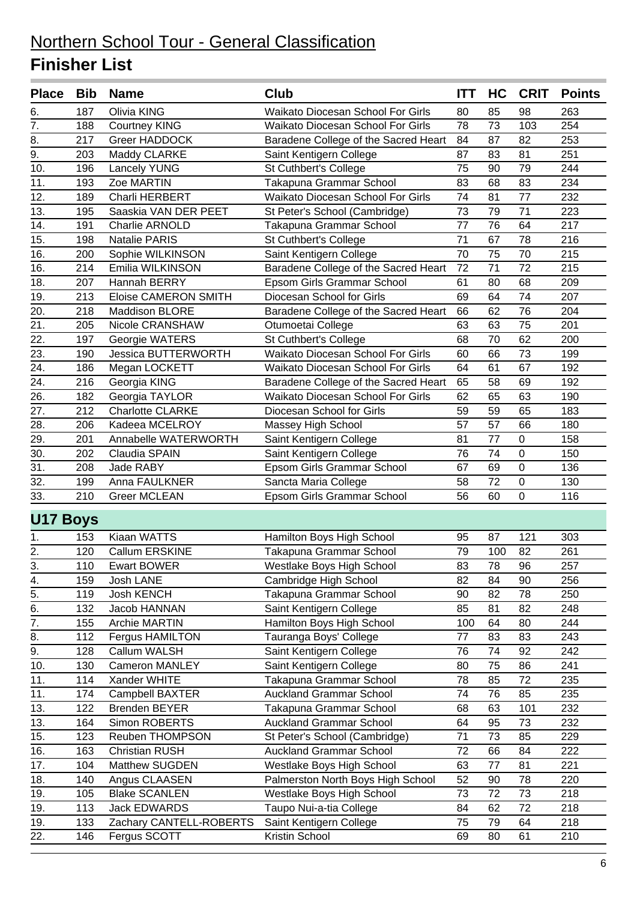# Northern School Tour - General Classification

## Finisher List

| Place | Bib | Name | Club | ITT | HC | CRIT | Points |
|---|---|---|---|---|---|---|---|
| 6. | 187 | Olivia KING | Waikato Diocesan School For Girls | 80 | 85 | 98 | 263 |
| 7. | 188 | Courtney KING | Waikato Diocesan School For Girls | 78 | 73 | 103 | 254 |
| 8. | 217 | Greer HADDOCK | Baradene College of the Sacred Heart | 84 | 87 | 82 | 253 |
| 9. | 203 | Maddy CLARKE | Saint Kentigern College | 87 | 83 | 81 | 251 |
| 10. | 196 | Lancely YUNG | St Cuthbert's College | 75 | 90 | 79 | 244 |
| 11. | 193 | Zoe MARTIN | Takapuna Grammar School | 83 | 68 | 83 | 234 |
| 12. | 189 | Charli HERBERT | Waikato Diocesan School For Girls | 74 | 81 | 77 | 232 |
| 13. | 195 | Saaskia VAN DER PEET | St Peter's School (Cambridge) | 73 | 79 | 71 | 223 |
| 14. | 191 | Charlie ARNOLD | Takapuna Grammar School | 77 | 76 | 64 | 217 |
| 15. | 198 | Natalie PARIS | St Cuthbert's College | 71 | 67 | 78 | 216 |
| 16. | 200 | Sophie WILKINSON | Saint Kentigern College | 70 | 75 | 70 | 215 |
| 16. | 214 | Emilia WILKINSON | Baradene College of the Sacred Heart | 72 | 71 | 72 | 215 |
| 18. | 207 | Hannah BERRY | Epsom Girls Grammar School | 61 | 80 | 68 | 209 |
| 19. | 213 | Eloise CAMERON SMITH | Diocesan School for Girls | 69 | 64 | 74 | 207 |
| 20. | 218 | Maddison BLORE | Baradene College of the Sacred Heart | 66 | 62 | 76 | 204 |
| 21. | 205 | Nicole CRANSHAW | Otumoetai College | 63 | 63 | 75 | 201 |
| 22. | 197 | Georgie WATERS | St Cuthbert's College | 68 | 70 | 62 | 200 |
| 23. | 190 | Jessica BUTTERWORTH | Waikato Diocesan School For Girls | 60 | 66 | 73 | 199 |
| 24. | 186 | Megan LOCKETT | Waikato Diocesan School For Girls | 64 | 61 | 67 | 192 |
| 24. | 216 | Georgia KING | Baradene College of the Sacred Heart | 65 | 58 | 69 | 192 |
| 26. | 182 | Georgia TAYLOR | Waikato Diocesan School For Girls | 62 | 65 | 63 | 190 |
| 27. | 212 | Charlotte CLARKE | Diocesan School for Girls | 59 | 59 | 65 | 183 |
| 28. | 206 | Kadeea MCELROY | Massey High School | 57 | 57 | 66 | 180 |
| 29. | 201 | Annabelle WATERWORTH | Saint Kentigern College | 81 | 77 | 0 | 158 |
| 30. | 202 | Claudia SPAIN | Saint Kentigern College | 76 | 74 | 0 | 150 |
| 31. | 208 | Jade RABY | Epsom Girls Grammar School | 67 | 69 | 0 | 136 |
| 32. | 199 | Anna FAULKNER | Sancta Maria College | 58 | 72 | 0 | 130 |
| 33. | 210 | Greer MCLEAN | Epsom Girls Grammar School | 56 | 60 | 0 | 116 |

## U17 Boys

| Place | Bib | Name | Club | ITT | HC | CRIT | Points |
|---|---|---|---|---|---|---|---|
| 1. | 153 | Kiaan WATTS | Hamilton Boys High School | 95 | 87 | 121 | 303 |
| 2. | 120 | Callum ERSKINE | Takapuna Grammar School | 79 | 100 | 82 | 261 |
| 3. | 110 | Ewart BOWER | Westlake Boys High School | 83 | 78 | 96 | 257 |
| 4. | 159 | Josh LANE | Cambridge High School | 82 | 84 | 90 | 256 |
| 5. | 119 | Josh KENCH | Takapuna Grammar School | 90 | 82 | 78 | 250 |
| 6. | 132 | Jacob HANNAN | Saint Kentigern College | 85 | 81 | 82 | 248 |
| 7. | 155 | Archie MARTIN | Hamilton Boys High School | 100 | 64 | 80 | 244 |
| 8. | 112 | Fergus HAMILTON | Tauranga Boys' College | 77 | 83 | 83 | 243 |
| 9. | 128 | Callum WALSH | Saint Kentigern College | 76 | 74 | 92 | 242 |
| 10. | 130 | Cameron MANLEY | Saint Kentigern College | 80 | 75 | 86 | 241 |
| 11. | 114 | Xander WHITE | Takapuna Grammar School | 78 | 85 | 72 | 235 |
| 11. | 174 | Campbell BAXTER | Auckland Grammar School | 74 | 76 | 85 | 235 |
| 13. | 122 | Brenden BEYER | Takapuna Grammar School | 68 | 63 | 101 | 232 |
| 13. | 164 | Simon ROBERTS | Auckland Grammar School | 64 | 95 | 73 | 232 |
| 15. | 123 | Reuben THOMPSON | St Peter's School (Cambridge) | 71 | 73 | 85 | 229 |
| 16. | 163 | Christian RUSH | Auckland Grammar School | 72 | 66 | 84 | 222 |
| 17. | 104 | Matthew SUGDEN | Westlake Boys High School | 63 | 77 | 81 | 221 |
| 18. | 140 | Angus CLAASEN | Palmerston North Boys High School | 52 | 90 | 78 | 220 |
| 19. | 105 | Blake SCANLEN | Westlake Boys High School | 73 | 72 | 73 | 218 |
| 19. | 113 | Jack EDWARDS | Taupo Nui-a-tia College | 84 | 62 | 72 | 218 |
| 19. | 133 | Zachary CANTELL-ROBERTS | Saint Kentigern College | 75 | 79 | 64 | 218 |
| 22. | 146 | Fergus SCOTT | Kristin School | 69 | 80 | 61 | 210 |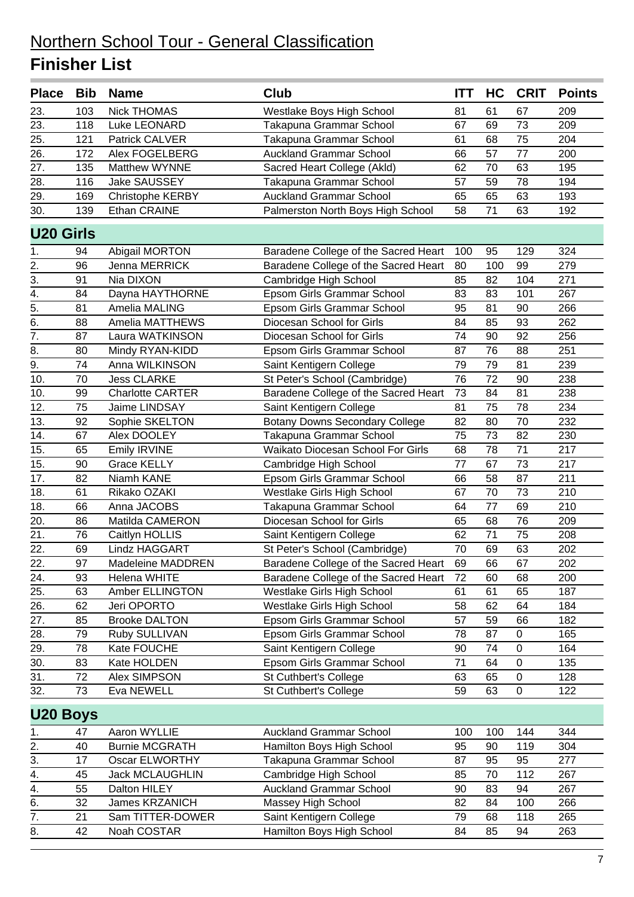# Northern School Tour - General Classification

## Finisher List

| Place | Bib | Name | Club | ITT | HC | CRIT | Points |
|---|---|---|---|---|---|---|---|
| 23. | 103 | Nick THOMAS | Westlake Boys High School | 81 | 61 | 67 | 209 |
| 23. | 118 | Luke LEONARD | Takapuna Grammar School | 67 | 69 | 73 | 209 |
| 25. | 121 | Patrick CALVER | Takapuna Grammar School | 61 | 68 | 75 | 204 |
| 26. | 172 | Alex FOGELBERG | Auckland Grammar School | 66 | 57 | 77 | 200 |
| 27. | 135 | Matthew WYNNE | Sacred Heart College (Akld) | 62 | 70 | 63 | 195 |
| 28. | 116 | Jake SAUSSEY | Takapuna Grammar School | 57 | 59 | 78 | 194 |
| 29. | 169 | Christophe KERBY | Auckland Grammar School | 65 | 65 | 63 | 193 |
| 30. | 139 | Ethan CRAINE | Palmerston North Boys High School | 58 | 71 | 63 | 192 |

### U20 Girls

| Place | Bib | Name | Club | ITT | HC | CRIT | Points |
|---|---|---|---|---|---|---|---|
| 1. | 94 | Abigail MORTON | Baradene College of the Sacred Heart | 100 | 95 | 129 | 324 |
| 2. | 96 | Jenna MERRICK | Baradene College of the Sacred Heart | 80 | 100 | 99 | 279 |
| 3. | 91 | Nia DIXON | Cambridge High School | 85 | 82 | 104 | 271 |
| 4. | 84 | Dayna HAYTHORNE | Epsom Girls Grammar School | 83 | 83 | 101 | 267 |
| 5. | 81 | Amelia MALING | Epsom Girls Grammar School | 95 | 81 | 90 | 266 |
| 6. | 88 | Amelia MATTHEWS | Diocesan School for Girls | 84 | 85 | 93 | 262 |
| 7. | 87 | Laura WATKINSON | Diocesan School for Girls | 74 | 90 | 92 | 256 |
| 8. | 80 | Mindy RYAN-KIDD | Epsom Girls Grammar School | 87 | 76 | 88 | 251 |
| 9. | 74 | Anna WILKINSON | Saint Kentigern College | 79 | 79 | 81 | 239 |
| 10. | 70 | Jess CLARKE | St Peter's School (Cambridge) | 76 | 72 | 90 | 238 |
| 10. | 99 | Charlotte CARTER | Baradene College of the Sacred Heart | 73 | 84 | 81 | 238 |
| 12. | 75 | Jaime LINDSAY | Saint Kentigern College | 81 | 75 | 78 | 234 |
| 13. | 92 | Sophie SKELTON | Botany Downs Secondary College | 82 | 80 | 70 | 232 |
| 14. | 67 | Alex DOOLEY | Takapuna Grammar School | 75 | 73 | 82 | 230 |
| 15. | 65 | Emily IRVINE | Waikato Diocesan School For Girls | 68 | 78 | 71 | 217 |
| 15. | 90 | Grace KELLY | Cambridge High School | 77 | 67 | 73 | 217 |
| 17. | 82 | Niamh KANE | Epsom Girls Grammar School | 66 | 58 | 87 | 211 |
| 18. | 61 | Rikako OZAKI | Westlake Girls High School | 67 | 70 | 73 | 210 |
| 18. | 66 | Anna JACOBS | Takapuna Grammar School | 64 | 77 | 69 | 210 |
| 20. | 86 | Matilda CAMERON | Diocesan School for Girls | 65 | 68 | 76 | 209 |
| 21. | 76 | Caitlyn HOLLIS | Saint Kentigern College | 62 | 71 | 75 | 208 |
| 22. | 69 | Lindz HAGGART | St Peter's School (Cambridge) | 70 | 69 | 63 | 202 |
| 22. | 97 | Madeleine MADDREN | Baradene College of the Sacred Heart | 69 | 66 | 67 | 202 |
| 24. | 93 | Helena WHITE | Baradene College of the Sacred Heart | 72 | 60 | 68 | 200 |
| 25. | 63 | Amber ELLINGTON | Westlake Girls High School | 61 | 61 | 65 | 187 |
| 26. | 62 | Jeri OPORTO | Westlake Girls High School | 58 | 62 | 64 | 184 |
| 27. | 85 | Brooke DALTON | Epsom Girls Grammar School | 57 | 59 | 66 | 182 |
| 28. | 79 | Ruby SULLIVAN | Epsom Girls Grammar School | 78 | 87 | 0 | 165 |
| 29. | 78 | Kate FOUCHE | Saint Kentigern College | 90 | 74 | 0 | 164 |
| 30. | 83 | Kate HOLDEN | Epsom Girls Grammar School | 71 | 64 | 0 | 135 |
| 31. | 72 | Alex SIMPSON | St Cuthbert's College | 63 | 65 | 0 | 128 |
| 32. | 73 | Eva NEWELL | St Cuthbert's College | 59 | 63 | 0 | 122 |

### U20 Boys

| Place | Bib | Name | Club | ITT | HC | CRIT | Points |
|---|---|---|---|---|---|---|---|
| 1. | 47 | Aaron WYLLIE | Auckland Grammar School | 100 | 100 | 144 | 344 |
| 2. | 40 | Burnie MCGRATH | Hamilton Boys High School | 95 | 90 | 119 | 304 |
| 3. | 17 | Oscar ELWORTHY | Takapuna Grammar School | 87 | 95 | 95 | 277 |
| 4. | 45 | Jack MCLAUGHLIN | Cambridge High School | 85 | 70 | 112 | 267 |
| 4. | 55 | Dalton HILEY | Auckland Grammar School | 90 | 83 | 94 | 267 |
| 6. | 32 | James KRZANICH | Massey High School | 82 | 84 | 100 | 266 |
| 7. | 21 | Sam TITTER-DOWER | Saint Kentigern College | 79 | 68 | 118 | 265 |
| 8. | 42 | Noah COSTAR | Hamilton Boys High School | 84 | 85 | 94 | 263 |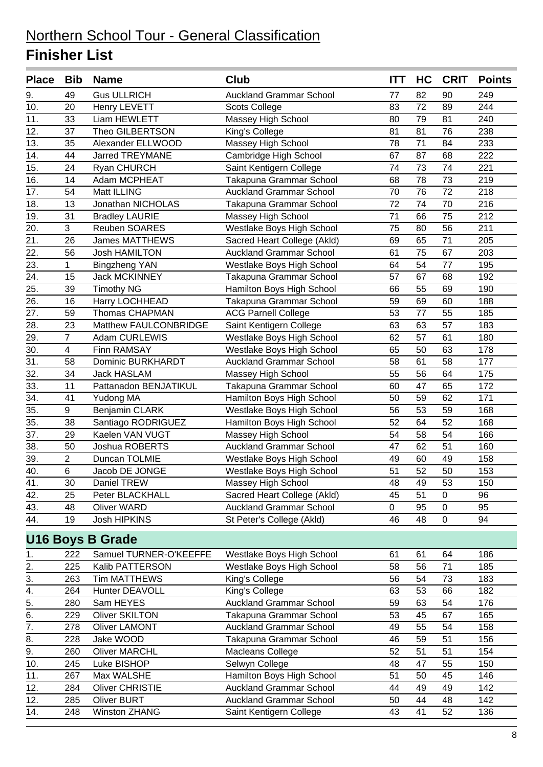## Northern School Tour - General Classification

# Finisher List

| Place | Bib | Name | Club | ITT | HC | CRIT | Points |
|---|---|---|---|---|---|---|---|
| 9. | 49 | Gus ULLRICH | Auckland Grammar School | 77 | 82 | 90 | 249 |
| 10. | 20 | Henry LEVETT | Scots College | 83 | 72 | 89 | 244 |
| 11. | 33 | Liam HEWLETT | Massey High School | 80 | 79 | 81 | 240 |
| 12. | 37 | Theo GILBERTSON | King's College | 81 | 81 | 76 | 238 |
| 13. | 35 | Alexander ELLWOOD | Massey High School | 78 | 71 | 84 | 233 |
| 14. | 44 | Jarred TREYMANE | Cambridge High School | 67 | 87 | 68 | 222 |
| 15. | 24 | Ryan CHURCH | Saint Kentigern College | 74 | 73 | 74 | 221 |
| 16. | 14 | Adam MCPHEAT | Takapuna Grammar School | 68 | 78 | 73 | 219 |
| 17. | 54 | Matt ILLING | Auckland Grammar School | 70 | 76 | 72 | 218 |
| 18. | 13 | Jonathan NICHOLAS | Takapuna Grammar School | 72 | 74 | 70 | 216 |
| 19. | 31 | Bradley LAURIE | Massey High School | 71 | 66 | 75 | 212 |
| 20. | 3 | Reuben SOARES | Westlake Boys High School | 75 | 80 | 56 | 211 |
| 21. | 26 | James MATTHEWS | Sacred Heart College (Akld) | 69 | 65 | 71 | 205 |
| 22. | 56 | Josh HAMILTON | Auckland Grammar School | 61 | 75 | 67 | 203 |
| 23. | 1 | Bingzheng YAN | Westlake Boys High School | 64 | 54 | 77 | 195 |
| 24. | 15 | Jack MCKINNEY | Takapuna Grammar School | 57 | 67 | 68 | 192 |
| 25. | 39 | Timothy NG | Hamilton Boys High School | 66 | 55 | 69 | 190 |
| 26. | 16 | Harry LOCHHEAD | Takapuna Grammar School | 59 | 69 | 60 | 188 |
| 27. | 59 | Thomas CHAPMAN | ACG Parnell College | 53 | 77 | 55 | 185 |
| 28. | 23 | Matthew FAULCONBRIDGE | Saint Kentigern College | 63 | 63 | 57 | 183 |
| 29. | 7 | Adam CURLEWIS | Westlake Boys High School | 62 | 57 | 61 | 180 |
| 30. | 4 | Finn RAMSAY | Westlake Boys High School | 65 | 50 | 63 | 178 |
| 31. | 58 | Dominic BURKHARDT | Auckland Grammar School | 58 | 61 | 58 | 177 |
| 32. | 34 | Jack HASLAM | Massey High School | 55 | 56 | 64 | 175 |
| 33. | 11 | Pattanadon BENJATIKUL | Takapuna Grammar School | 60 | 47 | 65 | 172 |
| 34. | 41 | Yudong MA | Hamilton Boys High School | 50 | 59 | 62 | 171 |
| 35. | 9 | Benjamin CLARK | Westlake Boys High School | 56 | 53 | 59 | 168 |
| 35. | 38 | Santiago RODRIGUEZ | Hamilton Boys High School | 52 | 64 | 52 | 168 |
| 37. | 29 | Kaelen VAN VUGT | Massey High School | 54 | 58 | 54 | 166 |
| 38. | 50 | Joshua ROBERTS | Auckland Grammar School | 47 | 62 | 51 | 160 |
| 39. | 2 | Duncan TOLMIE | Westlake Boys High School | 49 | 60 | 49 | 158 |
| 40. | 6 | Jacob DE JONGE | Westlake Boys High School | 51 | 52 | 50 | 153 |
| 41. | 30 | Daniel TREW | Massey High School | 48 | 49 | 53 | 150 |
| 42. | 25 | Peter BLACKHALL | Sacred Heart College (Akld) | 45 | 51 | 0 | 96 |
| 43. | 48 | Oliver WARD | Auckland Grammar School | 0 | 95 | 0 | 95 |
| 44. | 19 | Josh HIPKINS | St Peter's College (Akld) | 46 | 48 | 0 | 94 |

## U16 Boys B Grade

| Place | Bib | Name | Club | ITT | HC | CRIT | Points |
|---|---|---|---|---|---|---|---|
| 1. | 222 | Samuel TURNER-O'KEEFFE | Westlake Boys High School | 61 | 61 | 64 | 186 |
| 2. | 225 | Kalib PATTERSON | Westlake Boys High School | 58 | 56 | 71 | 185 |
| 3. | 263 | Tim MATTHEWS | King's College | 56 | 54 | 73 | 183 |
| 4. | 264 | Hunter DEAVOLL | King's College | 63 | 53 | 66 | 182 |
| 5. | 280 | Sam HEYES | Auckland Grammar School | 59 | 63 | 54 | 176 |
| 6. | 229 | Oliver SKILTON | Takapuna Grammar School | 53 | 45 | 67 | 165 |
| 7. | 278 | Oliver LAMONT | Auckland Grammar School | 49 | 55 | 54 | 158 |
| 8. | 228 | Jake WOOD | Takapuna Grammar School | 46 | 59 | 51 | 156 |
| 9. | 260 | Oliver MARCHL | Macleans College | 52 | 51 | 51 | 154 |
| 10. | 245 | Luke BISHOP | Selwyn College | 48 | 47 | 55 | 150 |
| 11. | 267 | Max WALSHE | Hamilton Boys High School | 51 | 50 | 45 | 146 |
| 12. | 284 | Oliver CHRISTIE | Auckland Grammar School | 44 | 49 | 49 | 142 |
| 12. | 285 | Oliver BURT | Auckland Grammar School | 50 | 44 | 48 | 142 |
| 14. | 248 | Winston ZHANG | Saint Kentigern College | 43 | 41 | 52 | 136 |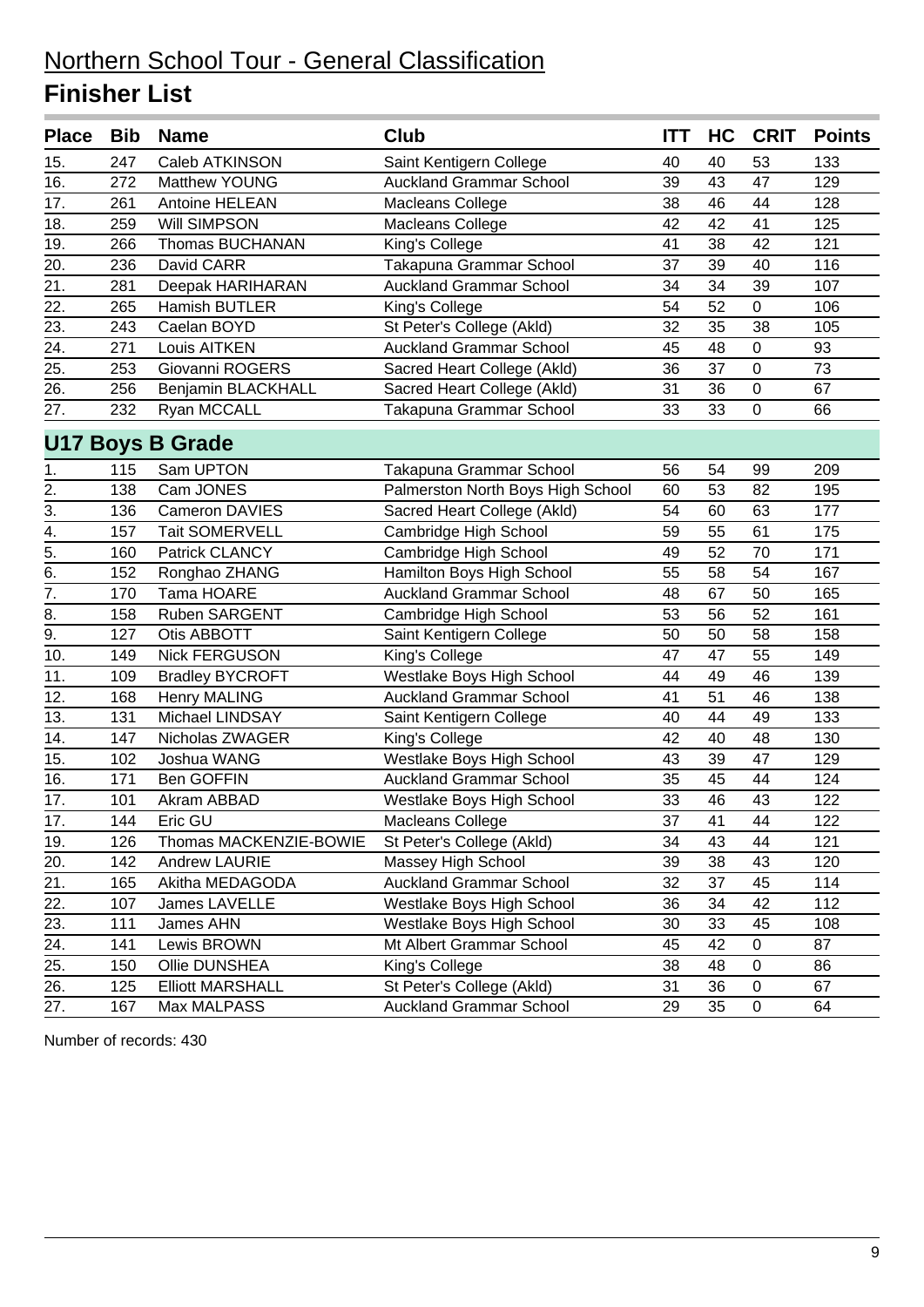# Northern School Tour - General Classification

## Finisher List

| Place | Bib | Name | Club | ITT | HC | CRIT | Points |
|---|---|---|---|---|---|---|---|
| 15. | 247 | Caleb ATKINSON | Saint Kentigern College | 40 | 40 | 53 | 133 |
| 16. | 272 | Matthew YOUNG | Auckland Grammar School | 39 | 43 | 47 | 129 |
| 17. | 261 | Antoine HELEAN | Macleans College | 38 | 46 | 44 | 128 |
| 18. | 259 | Will SIMPSON | Macleans College | 42 | 42 | 41 | 125 |
| 19. | 266 | Thomas BUCHANAN | King's College | 41 | 38 | 42 | 121 |
| 20. | 236 | David CARR | Takapuna Grammar School | 37 | 39 | 40 | 116 |
| 21. | 281 | Deepak HARIHARAN | Auckland Grammar School | 34 | 34 | 39 | 107 |
| 22. | 265 | Hamish BUTLER | King's College | 54 | 52 | 0 | 106 |
| 23. | 243 | Caelan BOYD | St Peter's College (Akld) | 32 | 35 | 38 | 105 |
| 24. | 271 | Louis AITKEN | Auckland Grammar School | 45 | 48 | 0 | 93 |
| 25. | 253 | Giovanni ROGERS | Sacred Heart College (Akld) | 36 | 37 | 0 | 73 |
| 26. | 256 | Benjamin BLACKHALL | Sacred Heart College (Akld) | 31 | 36 | 0 | 67 |
| 27. | 232 | Ryan MCCALL | Takapuna Grammar School | 33 | 33 | 0 | 66 |

### U17 Boys B Grade

| Place | Bib | Name | Club | ITT | HC | CRIT | Points |
|---|---|---|---|---|---|---|---|
| 1. | 115 | Sam UPTON | Takapuna Grammar School | 56 | 54 | 99 | 209 |
| 2. | 138 | Cam JONES | Palmerston North Boys High School | 60 | 53 | 82 | 195 |
| 3. | 136 | Cameron DAVIES | Sacred Heart College (Akld) | 54 | 60 | 63 | 177 |
| 4. | 157 | Tait SOMERVELL | Cambridge High School | 59 | 55 | 61 | 175 |
| 5. | 160 | Patrick CLANCY | Cambridge High School | 49 | 52 | 70 | 171 |
| 6. | 152 | Ronghao ZHANG | Hamilton Boys High School | 55 | 58 | 54 | 167 |
| 7. | 170 | Tama HOARE | Auckland Grammar School | 48 | 67 | 50 | 165 |
| 8. | 158 | Ruben SARGENT | Cambridge High School | 53 | 56 | 52 | 161 |
| 9. | 127 | Otis ABBOTT | Saint Kentigern College | 50 | 50 | 58 | 158 |
| 10. | 149 | Nick FERGUSON | King's College | 47 | 47 | 55 | 149 |
| 11. | 109 | Bradley BYCROFT | Westlake Boys High School | 44 | 49 | 46 | 139 |
| 12. | 168 | Henry MALING | Auckland Grammar School | 41 | 51 | 46 | 138 |
| 13. | 131 | Michael LINDSAY | Saint Kentigern College | 40 | 44 | 49 | 133 |
| 14. | 147 | Nicholas ZWAGER | King's College | 42 | 40 | 48 | 130 |
| 15. | 102 | Joshua WANG | Westlake Boys High School | 43 | 39 | 47 | 129 |
| 16. | 171 | Ben GOFFIN | Auckland Grammar School | 35 | 45 | 44 | 124 |
| 17. | 101 | Akram ABBAD | Westlake Boys High School | 33 | 46 | 43 | 122 |
| 17. | 144 | Eric GU | Macleans College | 37 | 41 | 44 | 122 |
| 19. | 126 | Thomas MACKENZIE-BOWIE | St Peter's College (Akld) | 34 | 43 | 44 | 121 |
| 20. | 142 | Andrew LAURIE | Massey High School | 39 | 38 | 43 | 120 |
| 21. | 165 | Akitha MEDAGODA | Auckland Grammar School | 32 | 37 | 45 | 114 |
| 22. | 107 | James LAVELLE | Westlake Boys High School | 36 | 34 | 42 | 112 |
| 23. | 111 | James AHN | Westlake Boys High School | 30 | 33 | 45 | 108 |
| 24. | 141 | Lewis BROWN | Mt Albert Grammar School | 45 | 42 | 0 | 87 |
| 25. | 150 | Ollie DUNSHEA | King's College | 38 | 48 | 0 | 86 |
| 26. | 125 | Elliott MARSHALL | St Peter's College (Akld) | 31 | 36 | 0 | 67 |
| 27. | 167 | Max MALPASS | Auckland Grammar School | 29 | 35 | 0 | 64 |

Number of records: 430